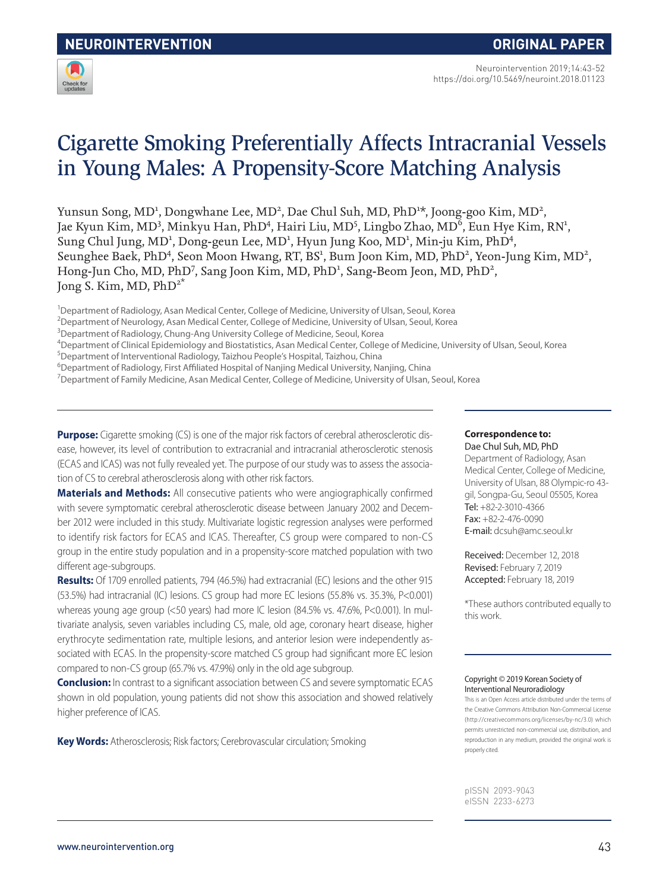NEUROINTERVENTION

ORIGINAL PAPER

# Cigarette Smoking Preferentially Affects Intracranial Vessels in Young Males: A Propensity-Score Matching Analysis

Yunsun Song, MD[1], Dongwhane Lee, MD[2], Dae Chul Suh, MD, PhD[1*], Joong-goo Kim, MD[2], Jae Kyun Kim, MD[3], Minkyu Han, PhD[4], Hairi Liu, MD[5], Lingbo Zhao, MD[6], Eun Hye Kim, RN[1], Sung Chul Jung, MD[1], Dong-geun Lee, MD[1], Hyun Jung Koo, MD[1], Min-ju Kim, PhD[4], Seunghee Baek, PhD[4], Seon Moon Hwang, RT, BS[1], Bum Joon Kim, MD, PhD[2], Yeon-Jung Kim, MD[2], Hong-Jun Cho, MD, PhD[7], Sang Joon Kim, MD, PhD[1], Sang-Beom Jeon, MD, PhD[2], Jong S. Kim, MD, PhD[2*]

[1]Department of Radiology, Asan Medical Center, College of Medicine, University of Ulsan, Seoul, Korea
[2]Department of Neurology, Asan Medical Center, College of Medicine, University of Ulsan, Seoul, Korea
[3]Department of Radiology, Chung-Ang University College of Medicine, Seoul, Korea
[4]Department of Clinical Epidemiology and Biostatistics, Asan Medical Center, College of Medicine, University of Ulsan, Seoul, Korea
[5]Department of Interventional Radiology, Taizhou People's Hospital, Taizhou, China
[6]Department of Radiology, First Affiliated Hospital of Nanjing Medical University, Nanjing, China
[7]Department of Family Medicine, Asan Medical Center, College of Medicine, University of Ulsan, Seoul, Korea

**Purpose:** Cigarette smoking (CS) is one of the major risk factors of cerebral atherosclerotic disease, however, its level of contribution to extracranial and intracranial atherosclerotic stenosis (ECAS and ICAS) was not fully revealed yet. The purpose of our study was to assess the association of CS to cerebral atherosclerosis along with other risk factors.

**Materials and Methods:** All consecutive patients who were angiographically confirmed with severe symptomatic cerebral atherosclerotic disease between January 2002 and December 2012 were included in this study. Multivariate logistic regression analyses were performed to identify risk factors for ECAS and ICAS. Thereafter, CS group were compared to non-CS group in the entire study population and in a propensity-score matched population with two different age-subgroups.

**Results:** Of 1709 enrolled patients, 794 (46.5%) had extracranial (EC) lesions and the other 915 (53.5%) had intracranial (IC) lesions. CS group had more EC lesions (55.8% vs. 35.3%, P<0.001) whereas young age group (<50 years) had more IC lesion (84.5% vs. 47.6%, P<0.001). In multivariate analysis, seven variables including CS, male, old age, coronary heart disease, higher erythrocyte sedimentation rate, multiple lesions, and anterior lesion were independently associated with ECAS. In the propensity-score matched CS group had significant more EC lesion compared to non-CS group (65.7% vs. 47.9%) only in the old age subgroup.

**Conclusion:** In contrast to a significant association between CS and severe symptomatic ECAS shown in old population, young patients did not show this association and showed relatively higher preference of ICAS.

**Key Words:** Atherosclerosis; Risk factors; Cerebrovascular circulation; Smoking

**Correspondence to:**
Dae Chul Suh, MD, PhD
Department of Radiology, Asan Medical Center, College of Medicine, University of Ulsan, 88 Olympic-ro 43-gil, Songpa-Gu, Seoul 05505, Korea
Tel: +82-2-3010-4366
Fax: +82-2-476-0090
E-mail: dcsuh@amc.seoul.kr

Received: December 12, 2018
Revised: February 7, 2019
Accepted: February 18, 2019

*These authors contributed equally to this work.

Copyright © 2019 Korean Society of Interventional Neuroradiology
This is an Open Access article distributed under the terms of the Creative Commons Attribution Non-Commercial License (http://creativecommons.org/licenses/by-nc/3.0) which permits unrestricted non-commercial use, distribution, and reproduction in any medium, provided the original work is properly cited.

pISSN 2093-9043
eISSN 2233-6273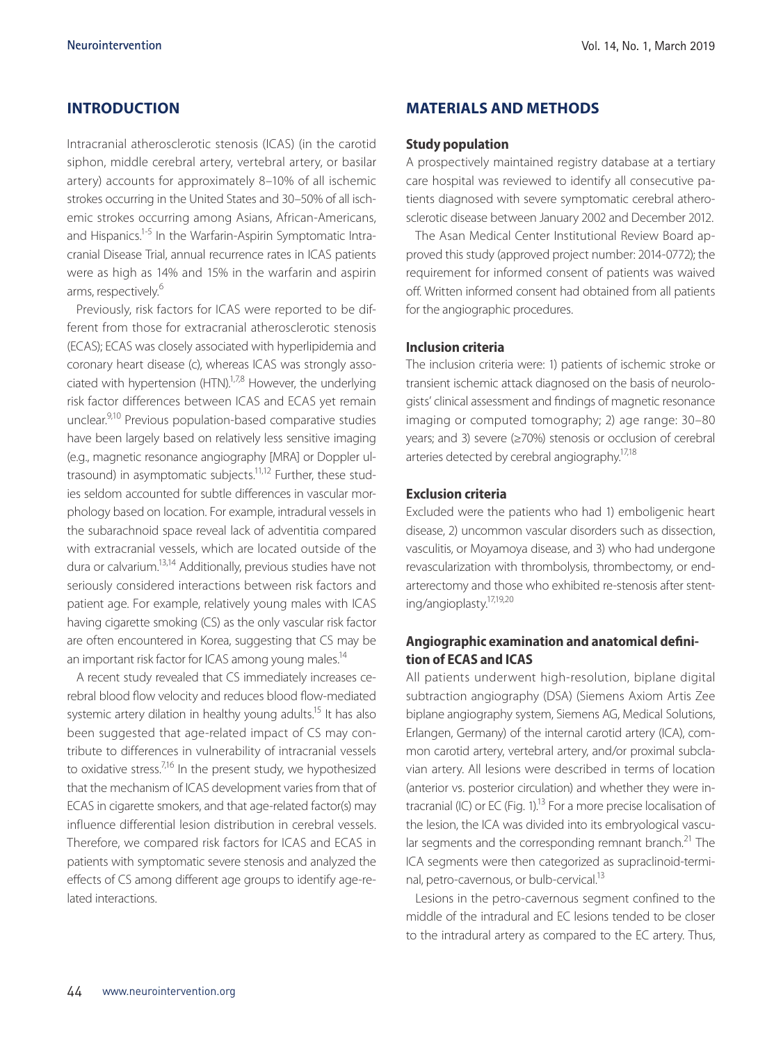## INTRODUCTION

Intracranial atherosclerotic stenosis (ICAS) (in the carotid siphon, middle cerebral artery, vertebral artery, or basilar artery) accounts for approximately 8–10% of all ischemic strokes occurring in the United States and 30–50% of all ischemic strokes occurring among Asians, African-Americans, and Hispanics.[1-5] In the Warfarin-Aspirin Symptomatic Intracranial Disease Trial, annual recurrence rates in ICAS patients were as high as 14% and 15% in the warfarin and aspirin arms, respectively.[6]

Previously, risk factors for ICAS were reported to be different from those for extracranial atherosclerotic stenosis (ECAS); ECAS was closely associated with hyperlipidemia and coronary heart disease (c), whereas ICAS was strongly associated with hypertension (HTN).[1,7,8] However, the underlying risk factor differences between ICAS and ECAS yet remain unclear.[9,10] Previous population-based comparative studies have been largely based on relatively less sensitive imaging (e.g., magnetic resonance angiography [MRA] or Doppler ultrasound) in asymptomatic subjects.[11,12] Further, these studies seldom accounted for subtle differences in vascular morphology based on location. For example, intradural vessels in the subarachnoid space reveal lack of adventitia compared with extracranial vessels, which are located outside of the dura or calvarium.[13,14] Additionally, previous studies have not seriously considered interactions between risk factors and patient age. For example, relatively young males with ICAS having cigarette smoking (CS) as the only vascular risk factor are often encountered in Korea, suggesting that CS may be an important risk factor for ICAS among young males.[14]

A recent study revealed that CS immediately increases cerebral blood flow velocity and reduces blood flow-mediated systemic artery dilation in healthy young adults.[15] It has also been suggested that age-related impact of CS may contribute to differences in vulnerability of intracranial vessels to oxidative stress.[7,16] In the present study, we hypothesized that the mechanism of ICAS development varies from that of ECAS in cigarette smokers, and that age-related factor(s) may influence differential lesion distribution in cerebral vessels. Therefore, we compared risk factors for ICAS and ECAS in patients with symptomatic severe stenosis and analyzed the effects of CS among different age groups to identify age-related interactions.

## MATERIALS AND METHODS

### Study population

A prospectively maintained registry database at a tertiary care hospital was reviewed to identify all consecutive patients diagnosed with severe symptomatic cerebral atherosclerotic disease between January 2002 and December 2012.

The Asan Medical Center Institutional Review Board approved this study (approved project number: 2014-0772); the requirement for informed consent of patients was waived off. Written informed consent had obtained from all patients for the angiographic procedures.

### Inclusion criteria

The inclusion criteria were: 1) patients of ischemic stroke or transient ischemic attack diagnosed on the basis of neurologists' clinical assessment and findings of magnetic resonance imaging or computed tomography; 2) age range: 30–80 years; and 3) severe (≥70%) stenosis or occlusion of cerebral arteries detected by cerebral angiography.[17,18]

### Exclusion criteria

Excluded were the patients who had 1) emboligenic heart disease, 2) uncommon vascular disorders such as dissection, vasculitis, or Moyamoya disease, and 3) who had undergone revascularization with thrombolysis, thrombectomy, or endarterectomy and those who exhibited re-stenosis after stenting/angioplasty.[17,19,20]

### Angiographic examination and anatomical definition of ECAS and ICAS

All patients underwent high-resolution, biplane digital subtraction angiography (DSA) (Siemens Axiom Artis Zee biplane angiography system, Siemens AG, Medical Solutions, Erlangen, Germany) of the internal carotid artery (ICA), common carotid artery, vertebral artery, and/or proximal subclavian artery. All lesions were described in terms of location (anterior vs. posterior circulation) and whether they were intracranial (IC) or EC (Fig. 1).[13] For a more precise localisation of the lesion, the ICA was divided into its embryological vascular segments and the corresponding remnant branch.[21] The ICA segments were then categorized as supraclinoid-terminal, petro-cavernous, or bulb-cervical.[13]

Lesions in the petro-cavernous segment confined to the middle of the intradural and EC lesions tended to be closer to the intradural artery as compared to the EC artery. Thus,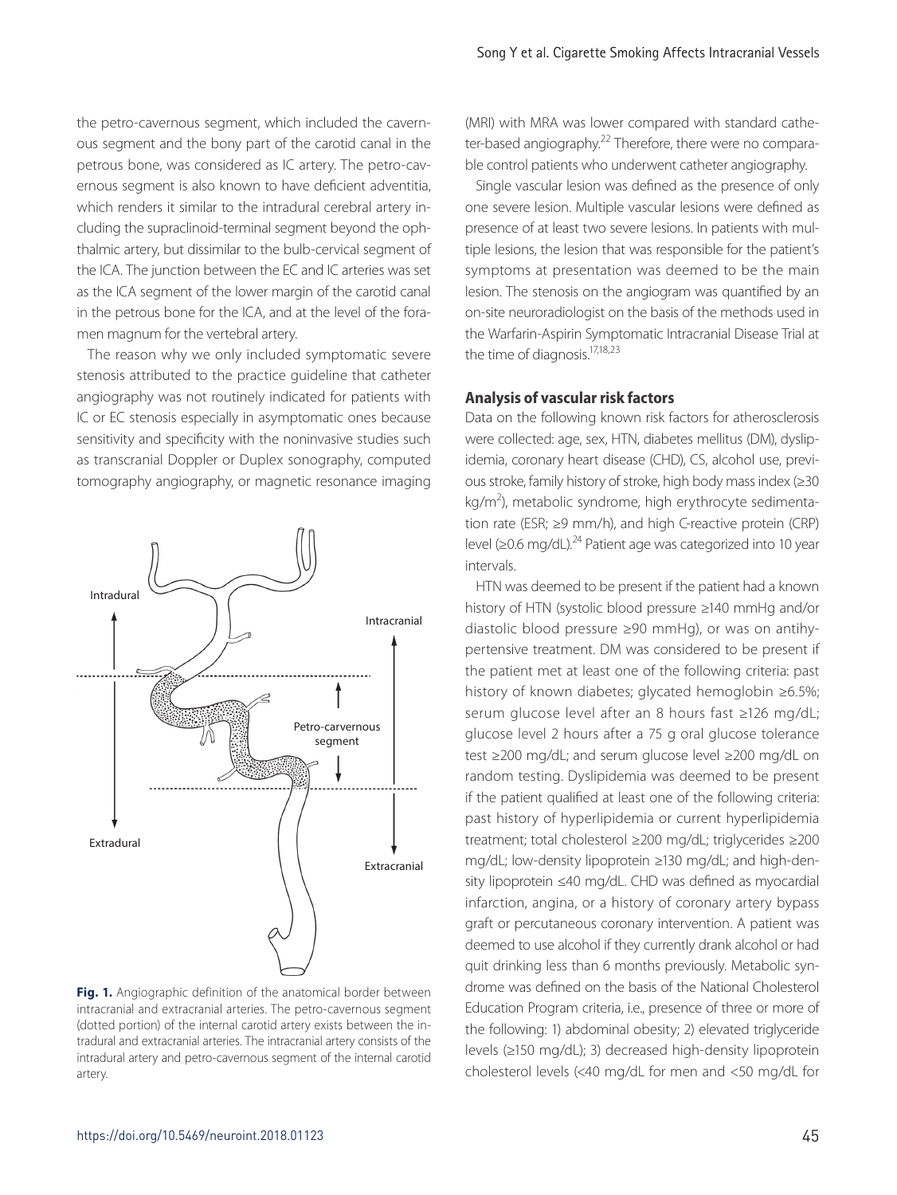the petro-cavernous segment, which included the cavernous segment and the bony part of the carotid canal in the petrous bone, was considered as IC artery. The petro-cavernous segment is also known to have deficient adventitia, which renders it similar to the intradural cerebral artery including the supraclinoid-terminal segment beyond the ophthalmic artery, but dissimilar to the bulb-cervical segment of the ICA. The junction between the EC and IC arteries was set as the ICA segment of the lower margin of the carotid canal in the petrous bone for the ICA, and at the level of the foramen magnum for the vertebral artery.

The reason why we only included symptomatic severe stenosis attributed to the practice guideline that catheter angiography was not routinely indicated for patients with IC or EC stenosis especially in asymptomatic ones because sensitivity and specificity with the noninvasive studies such as transcranial Doppler or Duplex sonography, computed tomography angiography, or magnetic resonance imaging (MRI) with MRA was lower compared with standard catheter-based angiography.[22] Therefore, there were no comparable control patients who underwent catheter angiography.

Single vascular lesion was defined as the presence of only one severe lesion. Multiple vascular lesions were defined as presence of at least two severe lesions. In patients with multiple lesions, the lesion that was responsible for the patient's symptoms at presentation was deemed to be the main lesion. The stenosis on the angiogram was quantified by an on-site neuroradiologist on the basis of the methods used in the Warfarin-Aspirin Symptomatic Intracranial Disease Trial at the time of diagnosis.[17,18,23]

**Fig. 1.** Angiographic definition of the anatomical border between intracranial and extracranial arteries. The petro-cavernous segment (dotted portion) of the internal carotid artery exists between the intradural and extracranial arteries. The intracranial artery consists of the intradural artery and petro-cavernous segment of the internal carotid artery.

## Analysis of vascular risk factors

Data on the following known risk factors for atherosclerosis were collected: age, sex, HTN, diabetes mellitus (DM), dyslipidemia, coronary heart disease (CHD), CS, alcohol use, previous stroke, family history of stroke, high body mass index (≥30 kg/m$^2$), metabolic syndrome, high erythrocyte sedimentation rate (ESR; ≥9 mm/h), and high C-reactive protein (CRP) level (≥0.6 mg/dL).[24] Patient age was categorized into 10 year intervals.

HTN was deemed to be present if the patient had a known history of HTN (systolic blood pressure ≥140 mmHg and/or diastolic blood pressure ≥90 mmHg), or was on antihypertensive treatment. DM was considered to be present if the patient met at least one of the following criteria: past history of known diabetes; glycated hemoglobin ≥6.5%; serum glucose level after an 8 hours fast ≥126 mg/dL; glucose level 2 hours after a 75 g oral glucose tolerance test ≥200 mg/dL; and serum glucose level ≥200 mg/dL on random testing. Dyslipidemia was deemed to be present if the patient qualified at least one of the following criteria: past history of hyperlipidemia or current hyperlipidemia treatment; total cholesterol ≥200 mg/dL; triglycerides ≥200 mg/dL; low-density lipoprotein ≥130 mg/dL; and high-density lipoprotein ≤40 mg/dL. CHD was defined as myocardial infarction, angina, or a history of coronary artery bypass graft or percutaneous coronary intervention. A patient was deemed to use alcohol if they currently drank alcohol or had quit drinking less than 6 months previously. Metabolic syndrome was defined on the basis of the National Cholesterol Education Program criteria, i.e., presence of three or more of the following: 1) abdominal obesity; 2) elevated triglyceride levels (≥150 mg/dL); 3) decreased high-density lipoprotein cholesterol levels (<40 mg/dL for men and <50 mg/dL for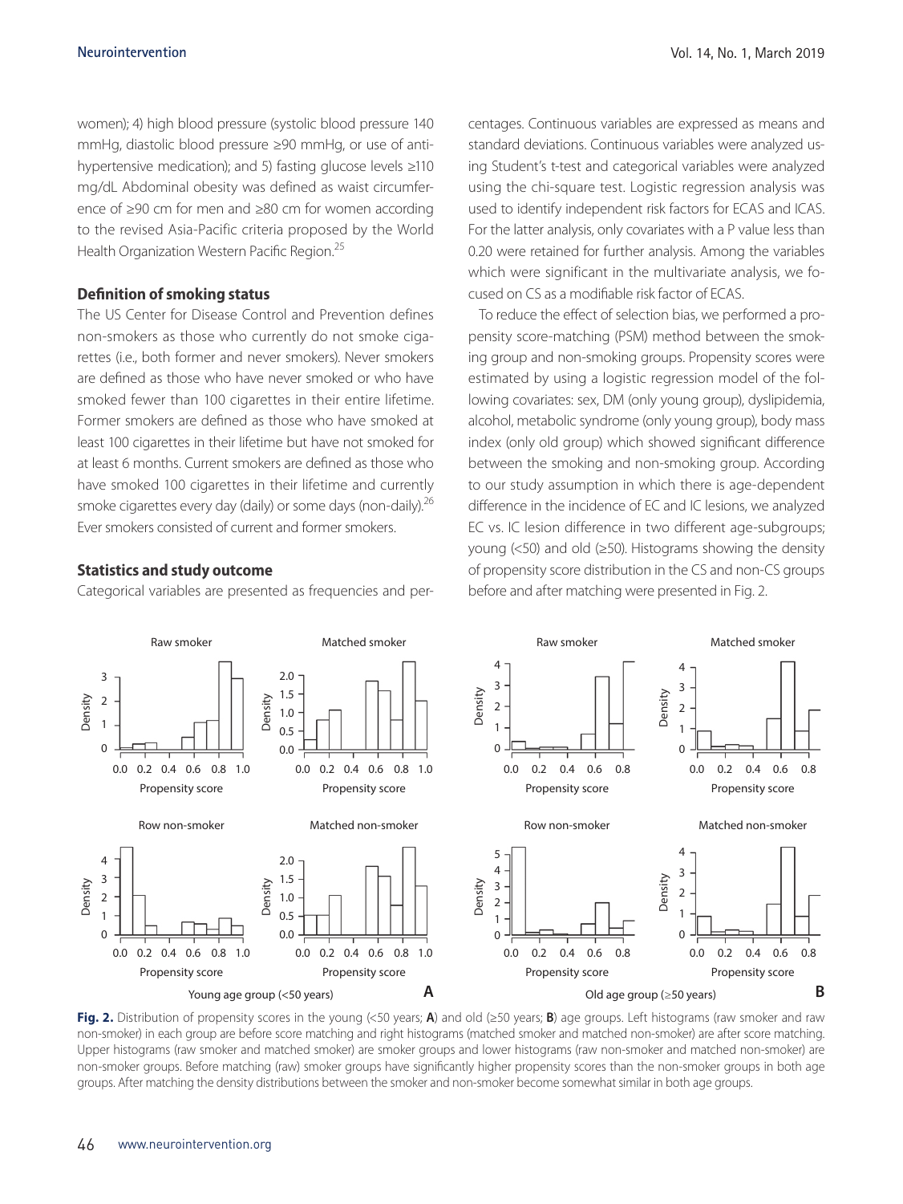women); 4) high blood pressure (systolic blood pressure 140 mmHg, diastolic blood pressure ≥90 mmHg, or use of anti-hypertensive medication); and 5) fasting glucose levels ≥110 mg/dL Abdominal obesity was defined as waist circumference of ≥90 cm for men and ≥80 cm for women according to the revised Asia-Pacific criteria proposed by the World Health Organization Western Pacific Region.[25]

### Definition of smoking status

The US Center for Disease Control and Prevention defines non-smokers as those who currently do not smoke cigarettes (i.e., both former and never smokers). Never smokers are defined as those who have never smoked or who have smoked fewer than 100 cigarettes in their entire lifetime. Former smokers are defined as those who have smoked at least 100 cigarettes in their lifetime but have not smoked for at least 6 months. Current smokers are defined as those who have smoked 100 cigarettes in their lifetime and currently smoke cigarettes every day (daily) or some days (non-daily).[26] Ever smokers consisted of current and former smokers.

### Statistics and study outcome

Categorical variables are presented as frequencies and percentages. Continuous variables are expressed as means and standard deviations. Continuous variables were analyzed using Student's t-test and categorical variables were analyzed using the chi-square test. Logistic regression analysis was used to identify independent risk factors for ECAS and ICAS. For the latter analysis, only covariates with a P value less than 0.20 were retained for further analysis. Among the variables which were significant in the multivariate analysis, we focused on CS as a modifiable risk factor of ECAS.

To reduce the effect of selection bias, we performed a propensity score-matching (PSM) method between the smoking group and non-smoking groups. Propensity scores were estimated by using a logistic regression model of the following covariates: sex, DM (only young group), dyslipidemia, alcohol, metabolic syndrome (only young group), body mass index (only old group) which showed significant difference between the smoking and non-smoking group. According to our study assumption in which there is age-dependent difference in the incidence of EC and IC lesions, we analyzed EC vs. IC lesion difference in two different age-subgroups; young (<50) and old (≥50). Histograms showing the density of propensity score distribution in the CS and non-CS groups before and after matching were presented in Fig. 2.

**Fig. 2.** Distribution of propensity scores in the young (<50 years; **A**) and old (≥50 years; **B**) age groups. Left histograms (raw smoker and raw non-smoker) in each group are before score matching and right histograms (matched smoker and matched non-smoker) are after score matching. Upper histograms (raw smoker and matched smoker) are smoker groups and lower histograms (raw non-smoker and matched non-smoker) are non-smoker groups. Before matching (raw) smoker groups have significantly higher propensity scores than the non-smoker groups in both age groups. After matching the density distributions between the smoker and non-smoker become somewhat similar in both age groups.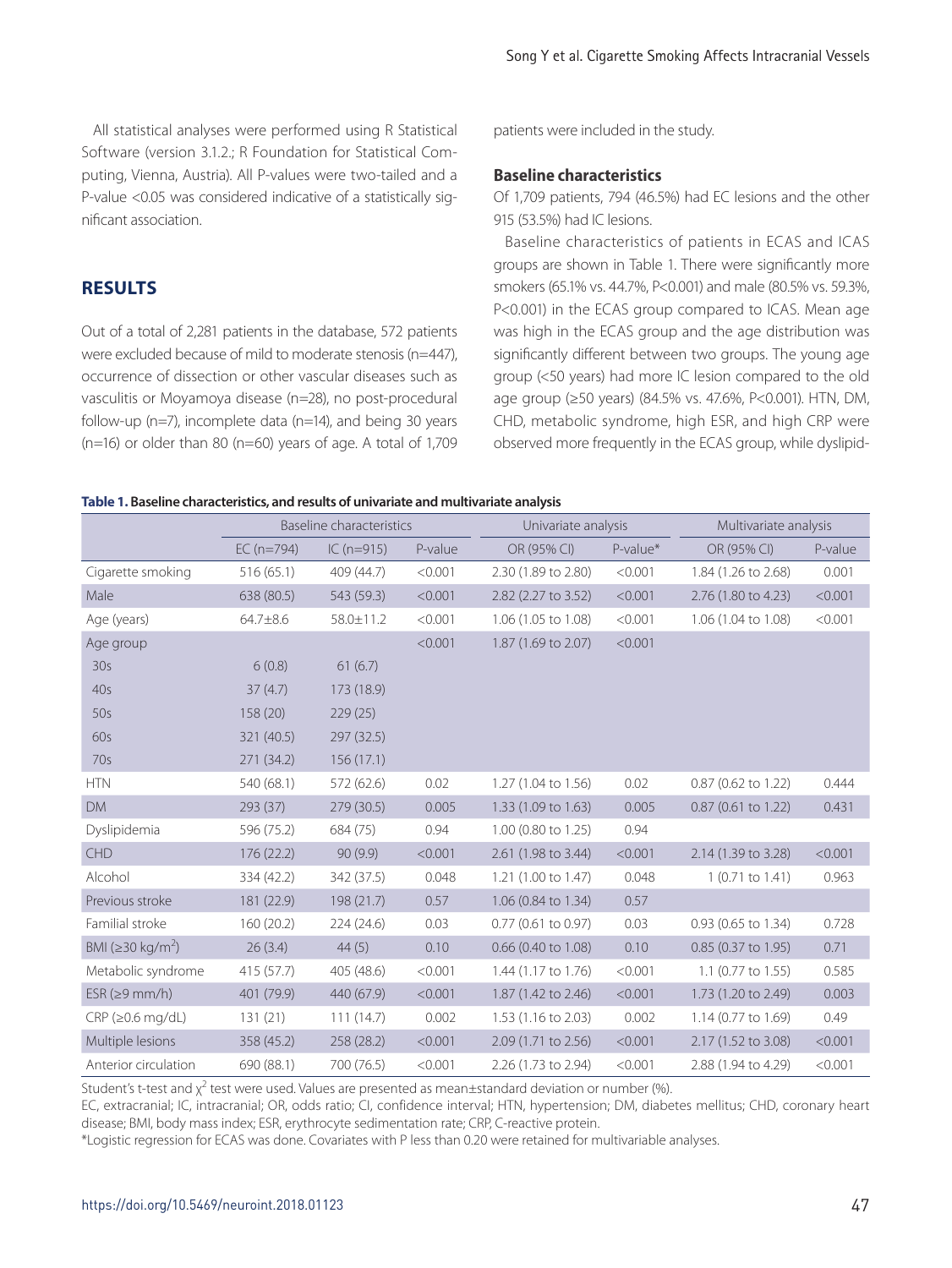All statistical analyses were performed using R Statistical Software (version 3.1.2.; R Foundation for Statistical Computing, Vienna, Austria). All P-values were two-tailed and a P-value <0.05 was considered indicative of a statistically significant association.

## RESULTS

Out of a total of 2,281 patients in the database, 572 patients were excluded because of mild to moderate stenosis (n=447), occurrence of dissection or other vascular diseases such as vasculitis or Moyamoya disease (n=28), no post-procedural follow-up (n=7), incomplete data (n=14), and being 30 years (n=16) or older than 80 (n=60) years of age. A total of 1,709 patients were included in the study.

### Baseline characteristics

Of 1,709 patients, 794 (46.5%) had EC lesions and the other 915 (53.5%) had IC lesions.

Baseline characteristics of patients in ECAS and ICAS groups are shown in Table 1. There were significantly more smokers (65.1% vs. 44.7%, P<0.001) and male (80.5% vs. 59.3%, P<0.001) in the ECAS group compared to ICAS. Mean age was high in the ECAS group and the age distribution was significantly different between two groups. The young age group (<50 years) had more IC lesion compared to the old age group (≥50 years) (84.5% vs. 47.6%, P<0.001). HTN, DM, CHD, metabolic syndrome, high ESR, and high CRP were observed more frequently in the ECAS group, while dyslipid-

**Table 1. Baseline characteristics, and results of univariate and multivariate analysis**

| | Baseline characteristics | | | Univariate analysis | | Multivariate analysis | |
|---|---|---|---|---|---|---|---|
| | EC (n=794) | IC (n=915) | P-value | OR (95% CI) | P-value* | OR (95% CI) | P-value |
| Cigarette smoking | 516 (65.1) | 409 (44.7) | <0.001 | 2.30 (1.89 to 2.80) | <0.001 | 1.84 (1.26 to 2.68) | 0.001 |
| Male | 638 (80.5) | 543 (59.3) | <0.001 | 2.82 (2.27 to 3.52) | <0.001 | 2.76 (1.80 to 4.23) | <0.001 |
| Age (years) | 64.7±8.6 | 58.0±11.2 | <0.001 | 1.06 (1.05 to 1.08) | <0.001 | 1.06 (1.04 to 1.08) | <0.001 |
| Age group | | | <0.001 | 1.87 (1.69 to 2.07) | <0.001 | | |
| 30s | 6 (0.8) | 61 (6.7) | | | | | |
| 40s | 37 (4.7) | 173 (18.9) | | | | | |
| 50s | 158 (20) | 229 (25) | | | | | |
| 60s | 321 (40.5) | 297 (32.5) | | | | | |
| 70s | 271 (34.2) | 156 (17.1) | | | | | |
| HTN | 540 (68.1) | 572 (62.6) | 0.02 | 1.27 (1.04 to 1.56) | 0.02 | 0.87 (0.62 to 1.22) | 0.444 |
| DM | 293 (37) | 279 (30.5) | 0.005 | 1.33 (1.09 to 1.63) | 0.005 | 0.87 (0.61 to 1.22) | 0.431 |
| Dyslipidemia | 596 (75.2) | 684 (75) | 0.94 | 1.00 (0.80 to 1.25) | 0.94 | | |
| CHD | 176 (22.2) | 90 (9.9) | <0.001 | 2.61 (1.98 to 3.44) | <0.001 | 2.14 (1.39 to 3.28) | <0.001 |
| Alcohol | 334 (42.2) | 342 (37.5) | 0.048 | 1.21 (1.00 to 1.47) | 0.048 | 1 (0.71 to 1.41) | 0.963 |
| Previous stroke | 181 (22.9) | 198 (21.7) | 0.57 | 1.06 (0.84 to 1.34) | 0.57 | | |
| Familial stroke | 160 (20.2) | 224 (24.6) | 0.03 | 0.77 (0.61 to 0.97) | 0.03 | 0.93 (0.65 to 1.34) | 0.728 |
| BMI (≥30 kg/m$^2$) | 26 (3.4) | 44 (5) | 0.10 | 0.66 (0.40 to 1.08) | 0.10 | 0.85 (0.37 to 1.95) | 0.71 |
| Metabolic syndrome | 415 (57.7) | 405 (48.6) | <0.001 | 1.44 (1.17 to 1.76) | <0.001 | 1.1 (0.77 to 1.55) | 0.585 |
| ESR (≥9 mm/h) | 401 (79.9) | 440 (67.9) | <0.001 | 1.87 (1.42 to 2.46) | <0.001 | 1.73 (1.20 to 2.49) | 0.003 |
| CRP (≥0.6 mg/dL) | 131 (21) | 111 (14.7) | 0.002 | 1.53 (1.16 to 2.03) | 0.002 | 1.14 (0.77 to 1.69) | 0.49 |
| Multiple lesions | 358 (45.2) | 258 (28.2) | <0.001 | 2.09 (1.71 to 2.56) | <0.001 | 2.17 (1.52 to 3.08) | <0.001 |
| Anterior circulation | 690 (88.1) | 700 (76.5) | <0.001 | 2.26 (1.73 to 2.94) | <0.001 | 2.88 (1.94 to 4.29) | <0.001 |

Student's t-test and $\chi^2$ test were used. Values are presented as mean±standard deviation or number (%).
EC, extracranial; IC, intracranial; OR, odds ratio; CI, confidence interval; HTN, hypertension; DM, diabetes mellitus; CHD, coronary heart disease; BMI, body mass index; ESR, erythrocyte sedimentation rate; CRP, C-reactive protein.
*Logistic regression for ECAS was done. Covariates with P less than 0.20 were retained for multivariable analyses.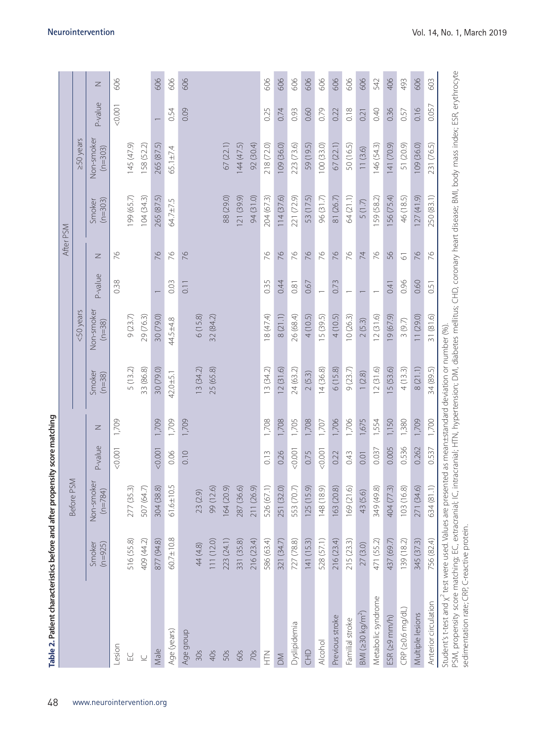**Table 2. Patient characteristics before and after propensity score matching**

| | Before PSM | | | | After PSM | | | | | | | | | |
|---|---|---|---|---|---|---|---|---|---|---|---|---|---|---|
| | | | | | <50 years | | | | ≥50 years | | | | | |
| | Smoker (n=925) | Non-smoker (n=784) | P-value | N | Smoker (n=38) | Non-smoker (n=38) | P-value | N | Smoker (n=303) | Non-smoker (n=303) | P-value | N | | |
| Lesion | | | <0.001 | 1,709 | | | 0.38 | 76 | | | <0.001 | 606 | | |
| EC | 516 (55.8) | 277 (35.3) | | | 5 (13.2) | 9 (23.7) | | | 199 (65.7) | 145 (47.9) | | | | |
| IC | 409 (44.2) | 507 (64.7) | | | 33 (86.8) | 29 (76.3) | | | 104 (34.3) | 158 (52.2) | | | | |
| Male | 877 (94.8) | 304 (38.8) | <0.001 | 1,709 | 30 (79.0) | 30 (79.0) | 1 | 76 | 265 (87.5) | 265 (87.5) | 1 | 606 | | |
| Age (years) | 60.7±10.8 | 61.6±10.5 | 0.06 | 1,709 | 42.0±5.1 | 44.5±4.8 | 0.03 | 76 | 64.7±7.5 | 65.1±7.4 | 0.54 | 606 | | |
| Age group | | | 0.10 | 1,709 | | | 0.11 | 76 | | | 0.09 | 606 | | |
| 30s | 44 (4.8) | 23 (2.9) | | | 13 (34.2) | 6 (15.8) | | | | | | | | |
| 40s | 111 (12.0) | 99 (12.6) | | | 25 (65.8) | 32 (84.2) | | | | | | | | |
| 50s | 223 (24.1) | 164 (20.9) | | | | | | | 88 (29.0) | 67 (22.1) | | | | |
| 60s | 331 (35.8) | 287 (36.6) | | | | | | | 121 (39.9) | 144 (47.5) | | | | |
| 70s | 216 (23.4) | 211 (26.9) | | | | | | | 94 (31.0) | 92 (30.4) | | | | |
| HTN | 586 (63.4) | 526 (67.1) | 0.13 | 1,708 | 13 (34.2) | 18 (47.4) | 0.35 | 76 | 204 (67.3) | 218 (72.0) | 0.25 | 606 | | |
| DM | 321 (34.7) | 251 (32.0) | 0.26 | 1,708 | 12 (31.6) | 8 (21.1) | 0.44 | 76 | 114 (37.6) | 109 (36.0) | 0.74 | 606 | | |
| Dyslipidemia | 727 (78.8) | 553 (70.7) | <0.001 | 1,705 | 24 (63.2) | 26 (68.4) | 0.81 | 76 | 221 (72.9) | 223 (73.6) | 0.93 | 606 | | |
| CHD | 141 (15.3) | 125 (15.9) | 0.75 | 1,708 | 2 (5.3) | 4 (10.5) | 0.67 | 76 | 53 (17.5) | 59 (19.5) | 0.60 | 606 | | |
| Alcohol | 528 (57.1) | 148 (18.9) | <0.001 | 1,707 | 14 (36.8) | 15 (39.5) | 1 | 76 | 96 (31.7) | 100 (33.0) | 0.79 | 606 | | |
| Previous stroke | 216 (23.4) | 163 (20.8) | 0.22 | 1,706 | 6 (15.8) | 4 (10.5) | 0.73 | 76 | 81 (26.7) | 67 (22.1) | 0.22 | 606 | | |
| Familial stroke | 215 (23.3) | 169 (21.6) | 0.43 | 1,706 | 9 (23.7) | 10 (26.3) | 1 | 76 | 64 (21.1) | 50 (16.5) | 0.18 | 606 | | |
| BMI (≥30 kg/m²) | 27 (3.0) | 43 (5.6) | 0.01 | 1,675 | 1 (2.8) | 2 (5.3) | 1 | 74 | 5 (1.7) | 11 (3.6) | 0.21 | 606 | | |
| Metabolic syndrome | 471 (55.2) | 349 (49.8) | 0.037 | 1,554 | 12 (31.6) | 12 (31.6) | 1 | 76 | 159 (58.2) | 146 (54.3) | 0.40 | 542 | | |
| ESR (≥9 mm/h) | 437 (69.7) | 404 (77.3) | 0.005 | 1,150 | 15 (53.6) | 19 (67.9) | 0.41 | 56 | 156 (75.4) | 141 (70.9) | 0.36 | 406 | | |
| CRP (≥0.6 mg/dL) | 139 (18.2) | 103 (16.8) | 0.536 | 1,380 | 4 (13.3) | 3 (9.7) | 0.96 | 61 | 46 (18.5) | 51 (20.9) | 0.57 | 493 | | |
| Multiple lesions | 345 (37.3) | 271 (34.6) | 0.262 | 1,709 | 8 (21.1) | 11 (29.0) | 0.60 | 76 | 127 (41.9) | 109 (36.0) | 0.16 | 606 | | |
| Anterior circulation | 756 (82.4) | 634 (81.1) | 0.537 | 1,700 | 34 (89.5) | 31 (81.6) | 0.51 | 76 | 250 (83.1) | 231 (76.5) | 0.057 | 603 | | |

Student's t-test and $\chi^2$ test were used. Values are presented as mean±standard deviation or number (%).
PSM, propensity score matching; EC, extracranial; IC, intracranial; HTN, hypertension; DM, diabetes mellitus; CHD, coronary heart disease; BMI, body mass index; ESR, erythrocyte sedimentation rate; CRP, C-reactive protein.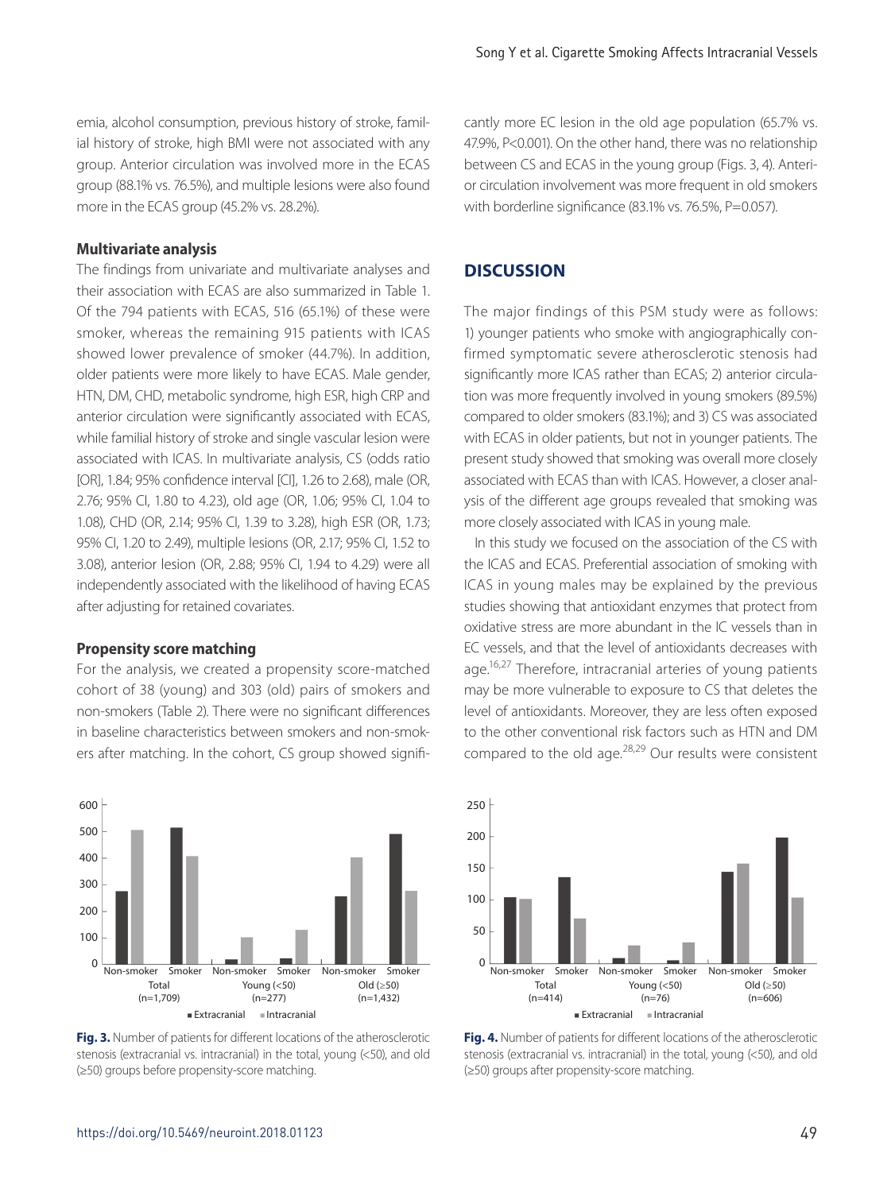emia, alcohol consumption, previous history of stroke, familial history of stroke, high BMI were not associated with any group. Anterior circulation was involved more in the ECAS group (88.1% vs. 76.5%), and multiple lesions were also found more in the ECAS group (45.2% vs. 28.2%).

### Multivariate analysis

The findings from univariate and multivariate analyses and their association with ECAS are also summarized in Table 1. Of the 794 patients with ECAS, 516 (65.1%) of these were smoker, whereas the remaining 915 patients with ICAS showed lower prevalence of smoker (44.7%). In addition, older patients were more likely to have ECAS. Male gender, HTN, DM, CHD, metabolic syndrome, high ESR, high CRP and anterior circulation were significantly associated with ECAS, while familial history of stroke and single vascular lesion were associated with ICAS. In multivariate analysis, CS (odds ratio [OR], 1.84; 95% confidence interval [CI], 1.26 to 2.68), male (OR, 2.76; 95% CI, 1.80 to 4.23), old age (OR, 1.06; 95% CI, 1.04 to 1.08), CHD (OR, 2.14; 95% CI, 1.39 to 3.28), high ESR (OR, 1.73; 95% CI, 1.20 to 2.49), multiple lesions (OR, 2.17; 95% CI, 1.52 to 3.08), anterior lesion (OR, 2.88; 95% CI, 1.94 to 4.29) were all independently associated with the likelihood of having ECAS after adjusting for retained covariates.

### Propensity score matching

For the analysis, we created a propensity score-matched cohort of 38 (young) and 303 (old) pairs of smokers and non-smokers (Table 2). There were no significant differences in baseline characteristics between smokers and non-smokers after matching. In the cohort, CS group showed significantly more EC lesion in the old age population (65.7% vs. 47.9%, P<0.001). On the other hand, there was no relationship between CS and ECAS in the young group (Figs. 3, 4). Anterior circulation involvement was more frequent in old smokers with borderline significance (83.1% vs. 76.5%, P=0.057).

## DISCUSSION

The major findings of this PSM study were as follows: 1) younger patients who smoke with angiographically confirmed symptomatic severe atherosclerotic stenosis had significantly more ICAS rather than ECAS; 2) anterior circulation was more frequently involved in young smokers (89.5%) compared to older smokers (83.1%); and 3) CS was associated with ECAS in older patients, but not in younger patients. The present study showed that smoking was overall more closely associated with ECAS than with ICAS. However, a closer analysis of the different age groups revealed that smoking was more closely associated with ICAS in young male.

In this study we focused on the association of the CS with the ICAS and ECAS. Preferential association of smoking with ICAS in young males may be explained by the previous studies showing that antioxidant enzymes that protect from oxidative stress are more abundant in the IC vessels than in EC vessels, and that the level of antioxidants decreases with age.[16,27] Therefore, intracranial arteries of young patients may be more vulnerable to exposure to CS that deletes the level of antioxidants. Moreover, they are less often exposed to the other conventional risk factors such as HTN and DM compared to the old age.[28,29] Our results were consistent

**Fig. 3.** Number of patients for different locations of the atherosclerotic stenosis (extracranial vs. intracranial) in the total, young (<50), and old (≥50) groups before propensity-score matching.

**Fig. 4.** Number of patients for different locations of the atherosclerotic stenosis (extracranial vs. intracranial) in the total, young (<50), and old (≥50) groups after propensity-score matching.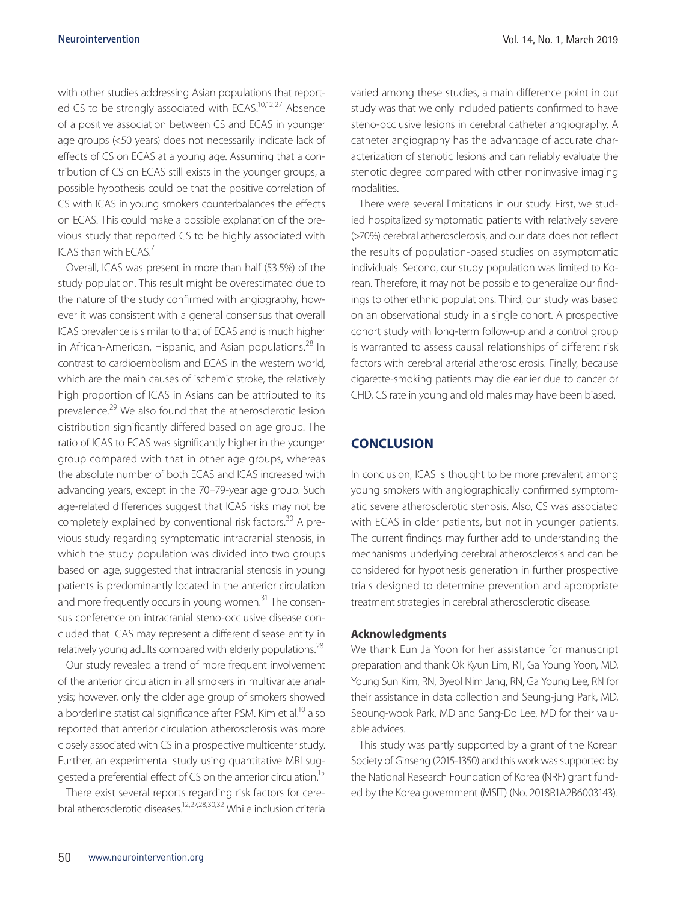with other studies addressing Asian populations that reported CS to be strongly associated with ECAS.[10,12,27] Absence of a positive association between CS and ECAS in younger age groups (<50 years) does not necessarily indicate lack of effects of CS on ECAS at a young age. Assuming that a contribution of CS on ECAS still exists in the younger groups, a possible hypothesis could be that the positive correlation of CS with ICAS in young smokers counterbalances the effects on ECAS. This could make a possible explanation of the previous study that reported CS to be highly associated with ICAS than with ECAS.[7]

Overall, ICAS was present in more than half (53.5%) of the study population. This result might be overestimated due to the nature of the study confirmed with angiography, however it was consistent with a general consensus that overall ICAS prevalence is similar to that of ECAS and is much higher in African-American, Hispanic, and Asian populations.[28] In contrast to cardioembolism and ECAS in the western world, which are the main causes of ischemic stroke, the relatively high proportion of ICAS in Asians can be attributed to its prevalence.[29] We also found that the atherosclerotic lesion distribution significantly differed based on age group. The ratio of ICAS to ECAS was significantly higher in the younger group compared with that in other age groups, whereas the absolute number of both ECAS and ICAS increased with advancing years, except in the 70–79-year age group. Such age-related differences suggest that ICAS risks may not be completely explained by conventional risk factors.[30] A previous study regarding symptomatic intracranial stenosis, in which the study population was divided into two groups based on age, suggested that intracranial stenosis in young patients is predominantly located in the anterior circulation and more frequently occurs in young women.[31] The consensus conference on intracranial steno-occlusive disease concluded that ICAS may represent a different disease entity in relatively young adults compared with elderly populations.[28]

Our study revealed a trend of more frequent involvement of the anterior circulation in all smokers in multivariate analysis; however, only the older age group of smokers showed a borderline statistical significance after PSM. Kim et al.[10] also reported that anterior circulation atherosclerosis was more closely associated with CS in a prospective multicenter study. Further, an experimental study using quantitative MRI suggested a preferential effect of CS on the anterior circulation.[15]

There exist several reports regarding risk factors for cerebral atherosclerotic diseases.[12,27,28,30,32] While inclusion criteria varied among these studies, a main difference point in our study was that we only included patients confirmed to have steno-occlusive lesions in cerebral catheter angiography. A catheter angiography has the advantage of accurate characterization of stenotic lesions and can reliably evaluate the stenotic degree compared with other noninvasive imaging modalities.

There were several limitations in our study. First, we studied hospitalized symptomatic patients with relatively severe (>70%) cerebral atherosclerosis, and our data does not reflect the results of population-based studies on asymptomatic individuals. Second, our study population was limited to Korean. Therefore, it may not be possible to generalize our findings to other ethnic populations. Third, our study was based on an observational study in a single cohort. A prospective cohort study with long-term follow-up and a control group is warranted to assess causal relationships of different risk factors with cerebral arterial atherosclerosis. Finally, because cigarette-smoking patients may die earlier due to cancer or CHD, CS rate in young and old males may have been biased.

## CONCLUSION

In conclusion, ICAS is thought to be more prevalent among young smokers with angiographically confirmed symptomatic severe atherosclerotic stenosis. Also, CS was associated with ECAS in older patients, but not in younger patients. The current findings may further add to understanding the mechanisms underlying cerebral atherosclerosis and can be considered for hypothesis generation in further prospective trials designed to determine prevention and appropriate treatment strategies in cerebral atherosclerotic disease.

### Acknowledgments

We thank Eun Ja Yoon for her assistance for manuscript preparation and thank Ok Kyun Lim, RT, Ga Young Yoon, MD, Young Sun Kim, RN, Byeol Nim Jang, RN, Ga Young Lee, RN for their assistance in data collection and Seung-jung Park, MD, Seoung-wook Park, MD and Sang-Do Lee, MD for their valuable advices.

This study was partly supported by a grant of the Korean Society of Ginseng (2015-1350) and this work was supported by the National Research Foundation of Korea (NRF) grant funded by the Korea government (MSIT) (No. 2018R1A2B6003143).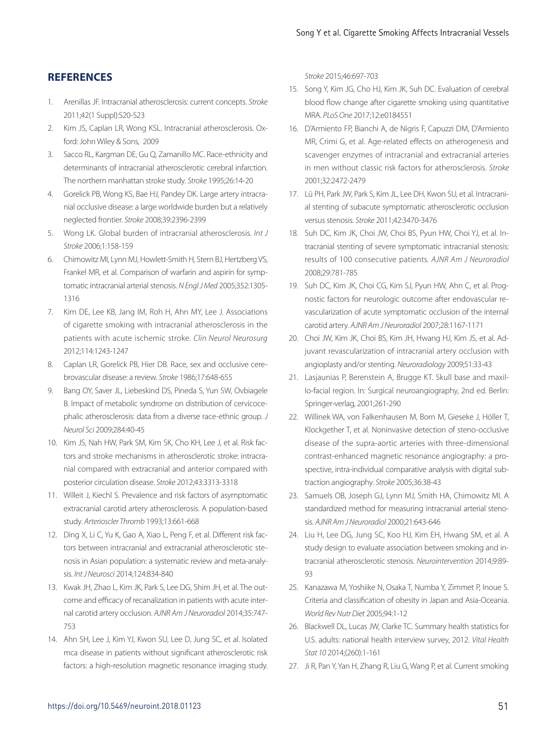## REFERENCES

1. Arenillas JF. Intracranial atherosclerosis: current concepts. *Stroke* 2011;42(1 Suppl):S20-S23
2. Kim JS, Caplan LR, Wong KSL. Intracranial atherosclerosis. Oxford: John Wiley & Sons, 2009
3. Sacco RL, Kargman DE, Gu Q, Zamanillo MC. Race-ethnicity and determinants of intracranial atherosclerotic cerebral infarction. The northern manhattan stroke study. *Stroke* 1995;26:14-20
4. Gorelick PB, Wong KS, Bae HJ, Pandey DK. Large artery intracranial occlusive disease: a large worldwide burden but a relatively neglected frontier. *Stroke* 2008;39:2396-2399
5. Wong LK. Global burden of intracranial atherosclerosis. *Int J Stroke* 2006;1:158-159
6. Chimowitz MI, Lynn MJ, Howlett-Smith H, Stern BJ, Hertzberg VS, Frankel MR, et al. Comparison of warfarin and aspirin for symptomatic intracranial arterial stenosis. *N Engl J Med* 2005;352:1305-1316
7. Kim DE, Lee KB, Jang IM, Roh H, Ahn MY, Lee J. Associations of cigarette smoking with intracranial atherosclerosis in the patients with acute ischemic stroke. *Clin Neurol Neurosurg* 2012;114:1243-1247
8. Caplan LR, Gorelick PB, Hier DB. Race, sex and occlusive cerebrovascular disease: a review. *Stroke* 1986;17:648-655
9. Bang OY, Saver JL, Liebeskind DS, Pineda S, Yun SW, Ovbiagele B. Impact of metabolic syndrome on distribution of cervicocephalic atherosclerosis: data from a diverse race-ethnic group. *J Neurol Sci* 2009;284:40-45
10. Kim JS, Nah HW, Park SM, Kim SK, Cho KH, Lee J, et al. Risk factors and stroke mechanisms in atherosclerotic stroke: intracranial compared with extracranial and anterior compared with posterior circulation disease. *Stroke* 2012;43:3313-3318
11. Willeit J, Kiechl S. Prevalence and risk factors of asymptomatic extracranial carotid artery atherosclerosis. A population-based study. *Arterioscler Thromb* 1993;13:661-668
12. Ding X, Li C, Yu K, Gao A, Xiao L, Peng F, et al. Different risk factors between intracranial and extracranial atherosclerotic stenosis in Asian population: a systematic review and meta-analysis. *Int J Neurosci* 2014;124:834-840
13. Kwak JH, Zhao L, Kim JK, Park S, Lee DG, Shim JH, et al. The outcome and efficacy of recanalization in patients with acute internal carotid artery occlusion. *AJNR Am J Neuroradiol* 2014;35:747-753
14. Ahn SH, Lee J, Kim YJ, Kwon SU, Lee D, Jung SC, et al. Isolated mca disease in patients without significant atherosclerotic risk factors: a high-resolution magnetic resonance imaging study. *Stroke* 2015;46:697-703
15. Song Y, Kim JG, Cho HJ, Kim JK, Suh DC. Evaluation of cerebral blood flow change after cigarette smoking using quantitative MRA. *PLoS One* 2017;12:e0184551
16. D'Armiento FP, Bianchi A, de Nigris F, Capuzzi DM, D'Armiento MR, Crimi G, et al. Age-related effects on atherogenesis and scavenger enzymes of intracranial and extracranial arteries in men without classic risk factors for atherosclerosis. *Stroke* 2001;32:2472-2479
17. Lü PH, Park JW, Park S, Kim JL, Lee DH, Kwon SU, et al. Intracranial stenting of subacute symptomatic atherosclerotic occlusion versus stenosis. *Stroke* 2011;42:3470-3476
18. Suh DC, Kim JK, Choi JW, Choi BS, Pyun HW, Choi YJ, et al. Intracranial stenting of severe symptomatic intracranial stenosis: results of 100 consecutive patients. *AJNR Am J Neuroradiol* 2008;29:781-785
19. Suh DC, Kim JK, Choi CG, Kim SJ, Pyun HW, Ahn C, et al. Prognostic factors for neurologic outcome after endovascular revascularization of acute symptomatic occlusion of the internal carotid artery. *AJNR Am J Neuroradiol* 2007;28:1167-1171
20. Choi JW, Kim JK, Choi BS, Kim JH, Hwang HJ, Kim JS, et al. Adjuvant revascularization of intracranial artery occlusion with angioplasty and/or stenting. *Neuroradiology* 2009;51:33-43
21. Lasjaunias P, Berenstein A, Brugge KT. Skull base and maxillo-facial region. In: Surgical neuroangiography, 2nd ed. Berlin: Springer-verlag, 2001;261-290
22. Willinek WA, von Falkenhausen M, Born M, Gieseke J, Höller T, Klockgether T, et al. Noninvasive detection of steno-occlusive disease of the supra-aortic arteries with three-dimensional contrast-enhanced magnetic resonance angiography: a prospective, intra-individual comparative analysis with digital subtraction angiography. *Stroke* 2005;36:38-43
23. Samuels OB, Joseph GJ, Lynn MJ, Smith HA, Chimowitz MI. A standardized method for measuring intracranial arterial stenosis. *AJNR Am J Neuroradiol* 2000;21:643-646
24. Liu H, Lee DG, Jung SC, Koo HJ, Kim EH, Hwang SM, et al. A study design to evaluate association between smoking and intracranial atherosclerotic stenosis. *Neurointervention* 2014;9:89-93
25. Kanazawa M, Yoshiike N, Osaka T, Numba Y, Zimmet P, Inoue S. Criteria and classification of obesity in Japan and Asia-Oceania. *World Rev Nutr Diet* 2005;94:1-12
26. Blackwell DL, Lucas JW, Clarke TC. Summary health statistics for U.S. adults: national health interview survey, 2012. *Vital Health Stat 10* 2014;(260):1-161
27. Ji R, Pan Y, Yan H, Zhang R, Liu G, Wang P, et al. Current smoking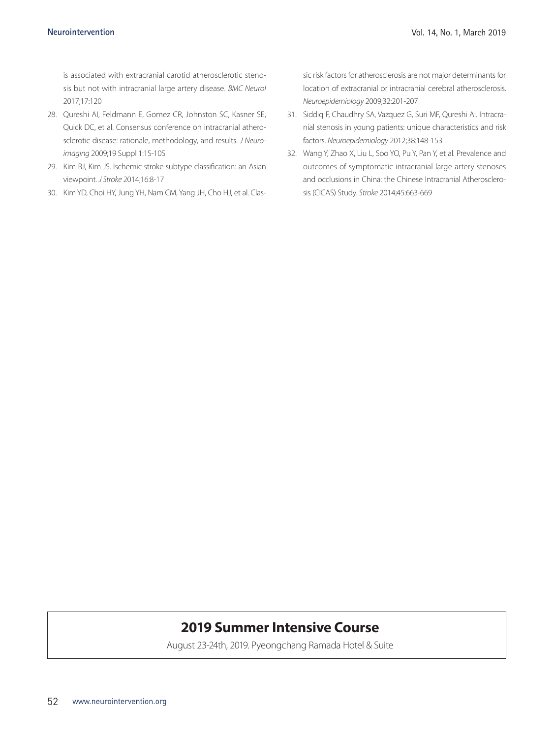is associated with extracranial carotid atherosclerotic stenosis but not with intracranial large artery disease. *BMC Neurol* 2017;17:120

28. Qureshi AI, Feldmann E, Gomez CR, Johnston SC, Kasner SE, Quick DC, et al. Consensus conference on intracranial atherosclerotic disease: rationale, methodology, and results. *J Neuroimaging* 2009;19 Suppl 1:1S-10S
29. Kim BJ, Kim JS. Ischemic stroke subtype classification: an Asian viewpoint. *J Stroke* 2014;16:8-17
30. Kim YD, Choi HY, Jung YH, Nam CM, Yang JH, Cho HJ, et al. Classic risk factors for atherosclerosis are not major determinants for location of extracranial or intracranial cerebral atherosclerosis. *Neuroepidemiology* 2009;32:201-207
31. Siddiq F, Chaudhry SA, Vazquez G, Suri MF, Qureshi AI. Intracranial stenosis in young patients: unique characteristics and risk factors. *Neuroepidemiology* 2012;38:148-153
32. Wang Y, Zhao X, Liu L, Soo YO, Pu Y, Pan Y, et al. Prevalence and outcomes of symptomatic intracranial large artery stenoses and occlusions in China: the Chinese Intracranial Atherosclerosis (CICAS) Study. *Stroke* 2014;45:663-669

**2019 Summer Intensive Course**

August 23-24th, 2019. Pyeongchang Ramada Hotel & Suite